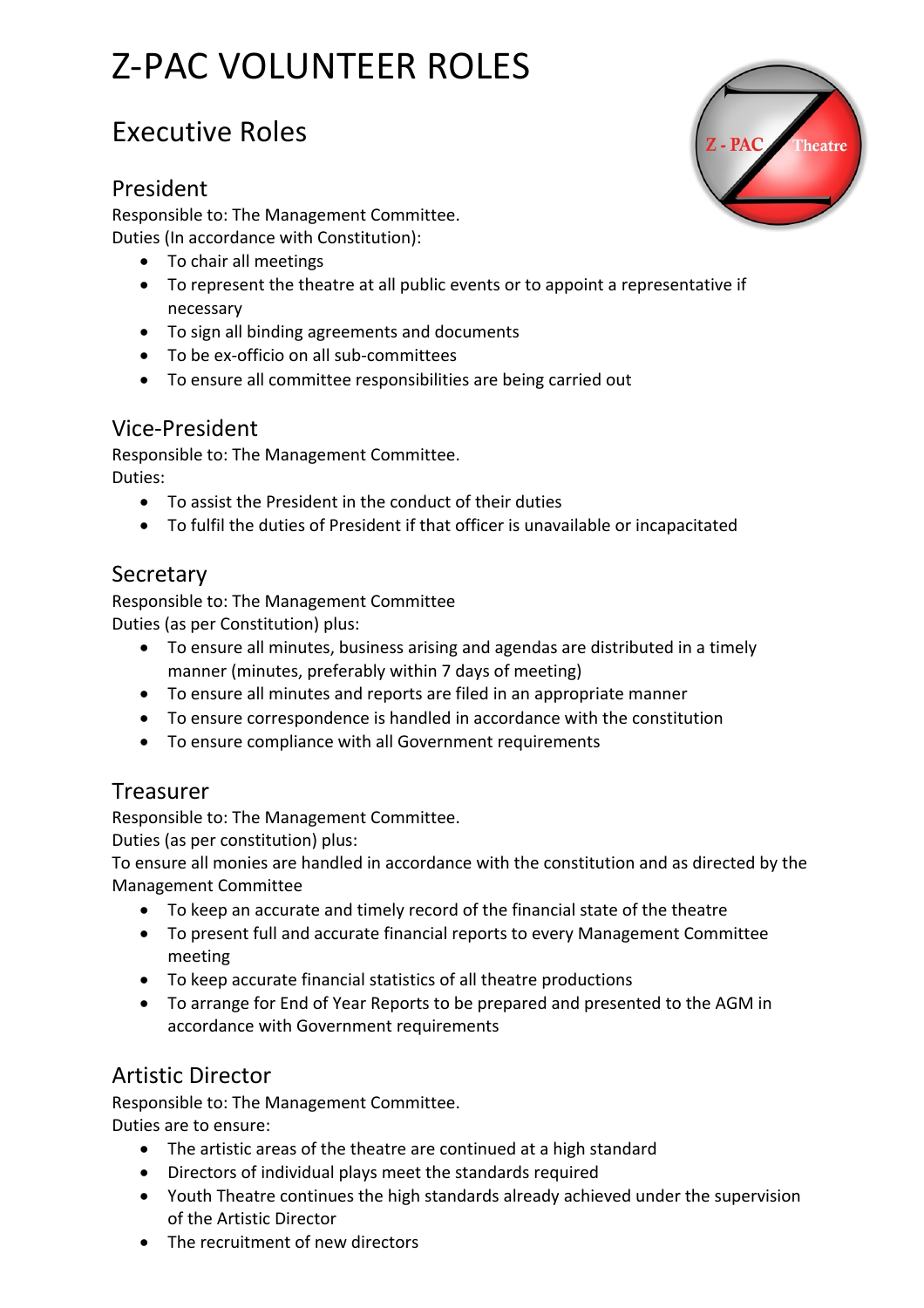# Z-PAC VOLUNTEER ROLES

## Executive Roles

### President

Responsible to: The Management Committee.
Duties (In accordance with Constitution):

- To chair all meetings
- To represent the theatre at all public events or to appoint a representative if necessary
- To sign all binding agreements and documents
- To be ex-officio on all sub-committees
- To ensure all committee responsibilities are being carried out

### Vice-President

Responsible to: The Management Committee.
Duties:

- To assist the President in the conduct of their duties
- To fulfil the duties of President if that officer is unavailable or incapacitated

### Secretary

Responsible to: The Management Committee
Duties (as per Constitution) plus:

- To ensure all minutes, business arising and agendas are distributed in a timely manner (minutes, preferably within 7 days of meeting)
- To ensure all minutes and reports are filed in an appropriate manner
- To ensure correspondence is handled in accordance with the constitution
- To ensure compliance with all Government requirements

### Treasurer

Responsible to: The Management Committee.
Duties (as per constitution) plus:
To ensure all monies are handled in accordance with the constitution and as directed by the Management Committee

- To keep an accurate and timely record of the financial state of the theatre
- To present full and accurate financial reports to every Management Committee meeting
- To keep accurate financial statistics of all theatre productions
- To arrange for End of Year Reports to be prepared and presented to the AGM in accordance with Government requirements

### Artistic Director

Responsible to: The Management Committee.
Duties are to ensure:

- The artistic areas of the theatre are continued at a high standard
- Directors of individual plays meet the standards required
- Youth Theatre continues the high standards already achieved under the supervision of the Artistic Director
- The recruitment of new directors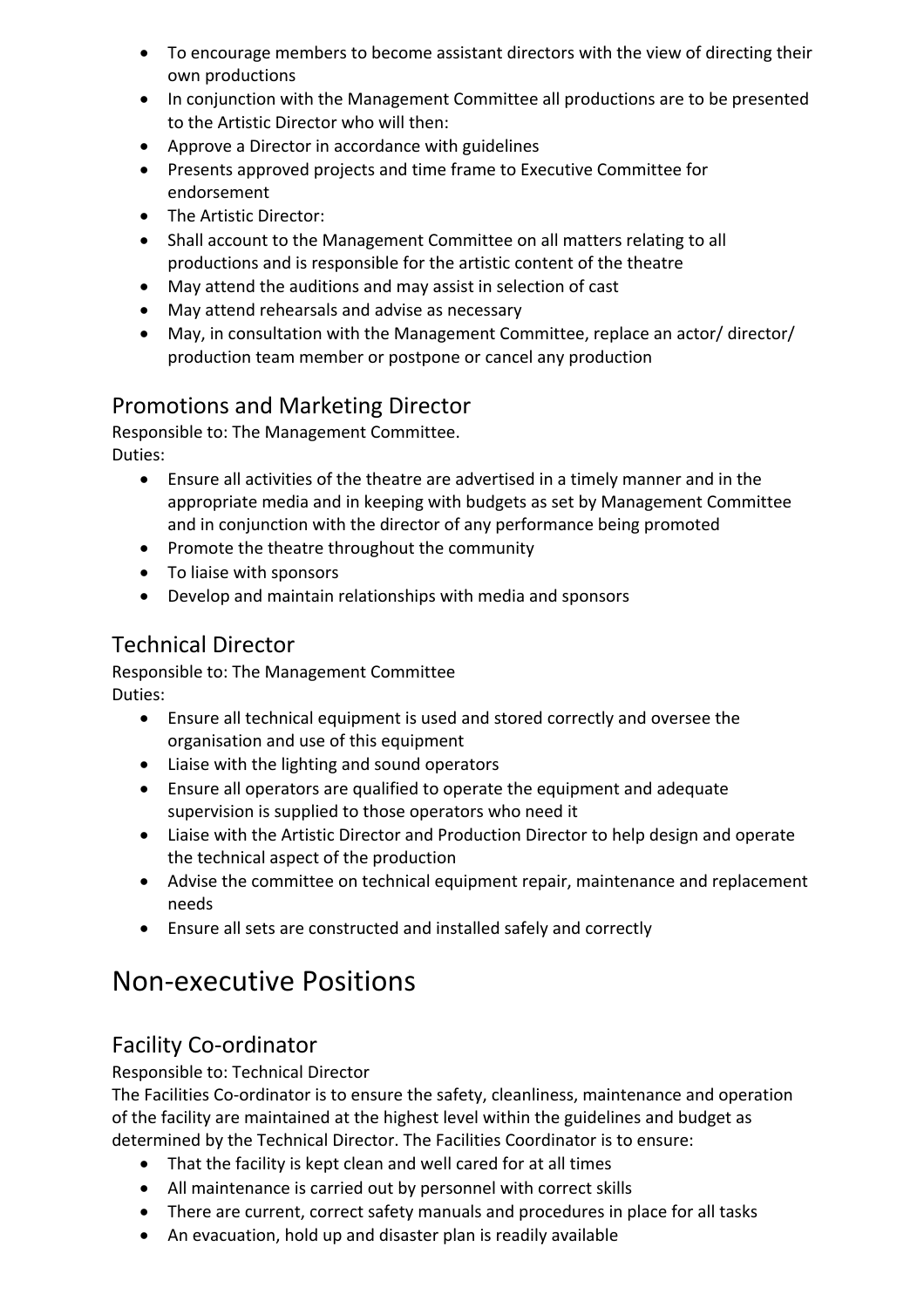- To encourage members to become assistant directors with the view of directing their own productions
- In conjunction with the Management Committee all productions are to be presented to the Artistic Director who will then:
- Approve a Director in accordance with guidelines
- Presents approved projects and time frame to Executive Committee for endorsement
- The Artistic Director:
- Shall account to the Management Committee on all matters relating to all productions and is responsible for the artistic content of the theatre
- May attend the auditions and may assist in selection of cast
- May attend rehearsals and advise as necessary
- May, in consultation with the Management Committee, replace an actor/ director/ production team member or postpone or cancel any production

## Promotions and Marketing Director

Responsible to: The Management Committee.
Duties:

- Ensure all activities of the theatre are advertised in a timely manner and in the appropriate media and in keeping with budgets as set by Management Committee and in conjunction with the director of any performance being promoted
- Promote the theatre throughout the community
- To liaise with sponsors
- Develop and maintain relationships with media and sponsors

## Technical Director

Responsible to: The Management Committee
Duties:

- Ensure all technical equipment is used and stored correctly and oversee the organisation and use of this equipment
- Liaise with the lighting and sound operators
- Ensure all operators are qualified to operate the equipment and adequate supervision is supplied to those operators who need it
- Liaise with the Artistic Director and Production Director to help design and operate the technical aspect of the production
- Advise the committee on technical equipment repair, maintenance and replacement needs
- Ensure all sets are constructed and installed safely and correctly

# Non-executive Positions

## Facility Co-ordinator

Responsible to: Technical Director
The Facilities Co-ordinator is to ensure the safety, cleanliness, maintenance and operation of the facility are maintained at the highest level within the guidelines and budget as determined by the Technical Director. The Facilities Coordinator is to ensure:

- That the facility is kept clean and well cared for at all times
- All maintenance is carried out by personnel with correct skills
- There are current, correct safety manuals and procedures in place for all tasks
- An evacuation, hold up and disaster plan is readily available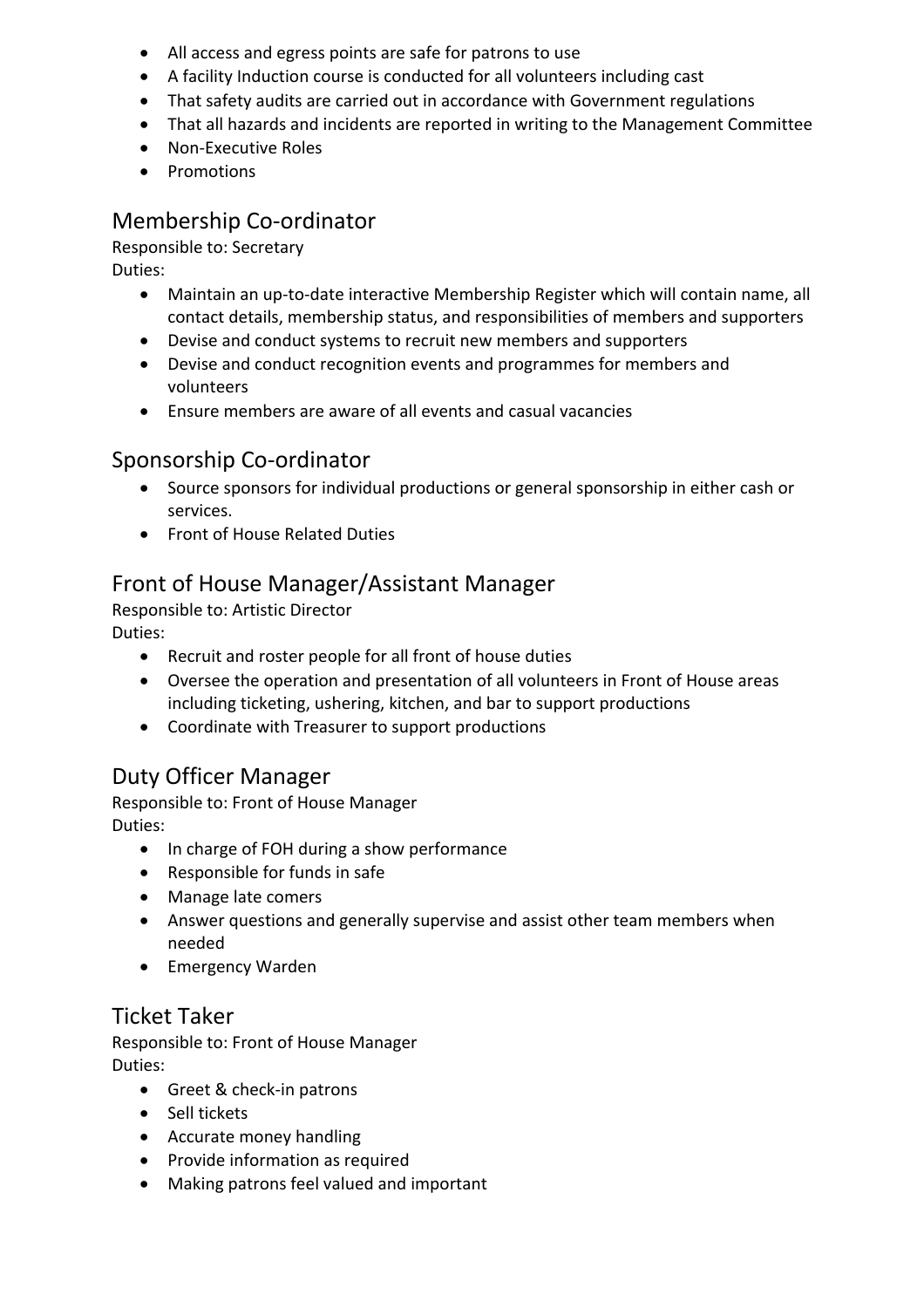- All access and egress points are safe for patrons to use
- A facility Induction course is conducted for all volunteers including cast
- That safety audits are carried out in accordance with Government regulations
- That all hazards and incidents are reported in writing to the Management Committee
- Non-Executive Roles
- Promotions

## Membership Co-ordinator

Responsible to: Secretary
Duties:

- Maintain an up-to-date interactive Membership Register which will contain name, all contact details, membership status, and responsibilities of members and supporters
- Devise and conduct systems to recruit new members and supporters
- Devise and conduct recognition events and programmes for members and volunteers
- Ensure members are aware of all events and casual vacancies

## Sponsorship Co-ordinator

- Source sponsors for individual productions or general sponsorship in either cash or services.
- Front of House Related Duties

## Front of House Manager/Assistant Manager

Responsible to: Artistic Director
Duties:

- Recruit and roster people for all front of house duties
- Oversee the operation and presentation of all volunteers in Front of House areas including ticketing, ushering, kitchen, and bar to support productions
- Coordinate with Treasurer to support productions

## Duty Officer Manager

Responsible to: Front of House Manager
Duties:

- In charge of FOH during a show performance
- Responsible for funds in safe
- Manage late comers
- Answer questions and generally supervise and assist other team members when needed
- Emergency Warden

## Ticket Taker

Responsible to: Front of House Manager
Duties:

- Greet & check-in patrons
- Sell tickets
- Accurate money handling
- Provide information as required
- Making patrons feel valued and important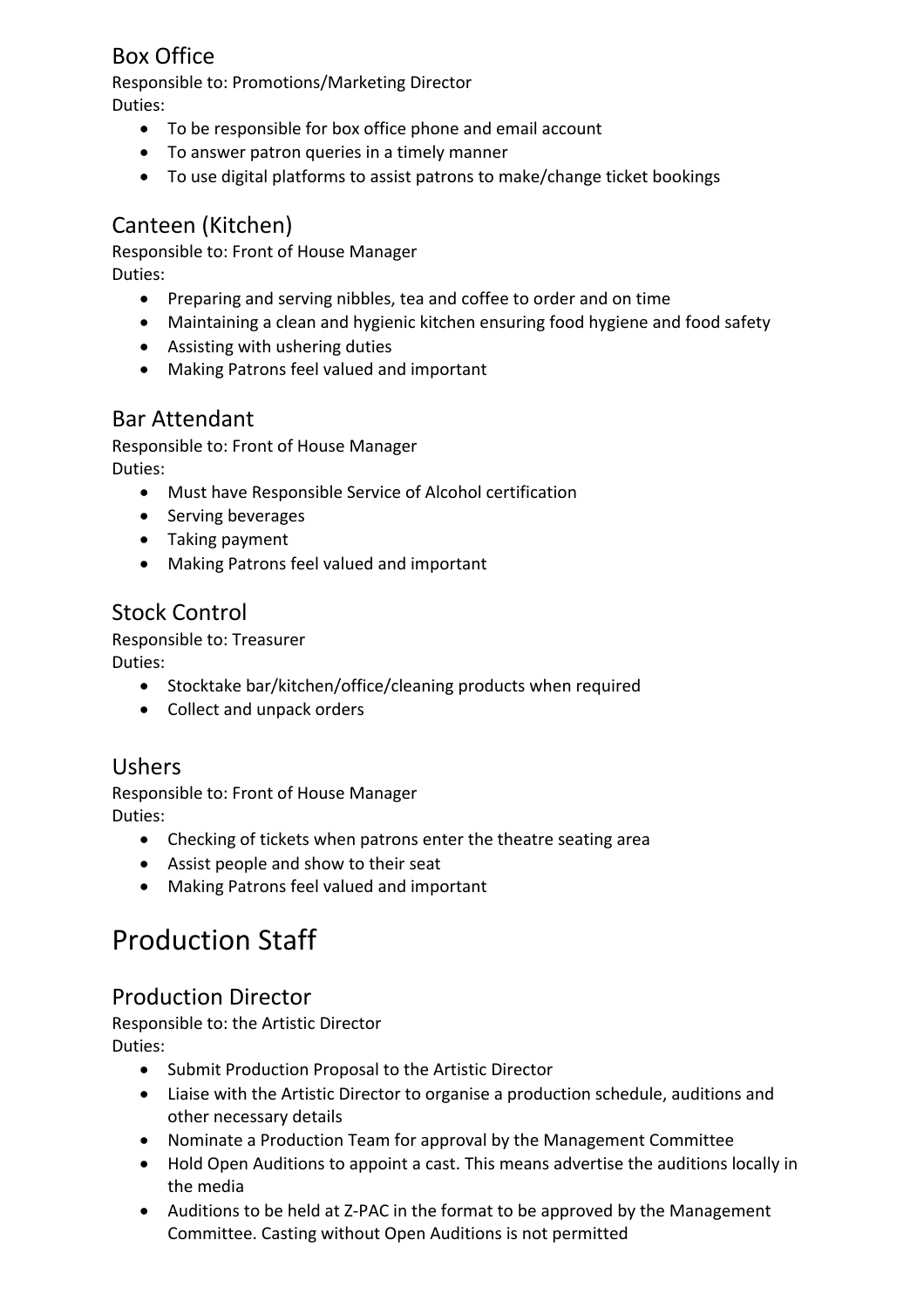### Box Office

Responsible to: Promotions/Marketing Director

Duties:

- To be responsible for box office phone and email account
- To answer patron queries in a timely manner
- To use digital platforms to assist patrons to make/change ticket bookings

### Canteen (Kitchen)

Responsible to: Front of House Manager

Duties:

- Preparing and serving nibbles, tea and coffee to order and on time
- Maintaining a clean and hygienic kitchen ensuring food hygiene and food safety
- Assisting with ushering duties
- Making Patrons feel valued and important

### Bar Attendant

Responsible to: Front of House Manager

Duties:

- Must have Responsible Service of Alcohol certification
- Serving beverages
- Taking payment
- Making Patrons feel valued and important

### Stock Control

Responsible to: Treasurer

Duties:

- Stocktake bar/kitchen/office/cleaning products when required
- Collect and unpack orders

### Ushers

Responsible to: Front of House Manager

Duties:

- Checking of tickets when patrons enter the theatre seating area
- Assist people and show to their seat
- Making Patrons feel valued and important

## Production Staff

### Production Director

Responsible to: the Artistic Director

Duties:

- Submit Production Proposal to the Artistic Director
- Liaise with the Artistic Director to organise a production schedule, auditions and other necessary details
- Nominate a Production Team for approval by the Management Committee
- Hold Open Auditions to appoint a cast. This means advertise the auditions locally in the media
- Auditions to be held at Z-PAC in the format to be approved by the Management Committee. Casting without Open Auditions is not permitted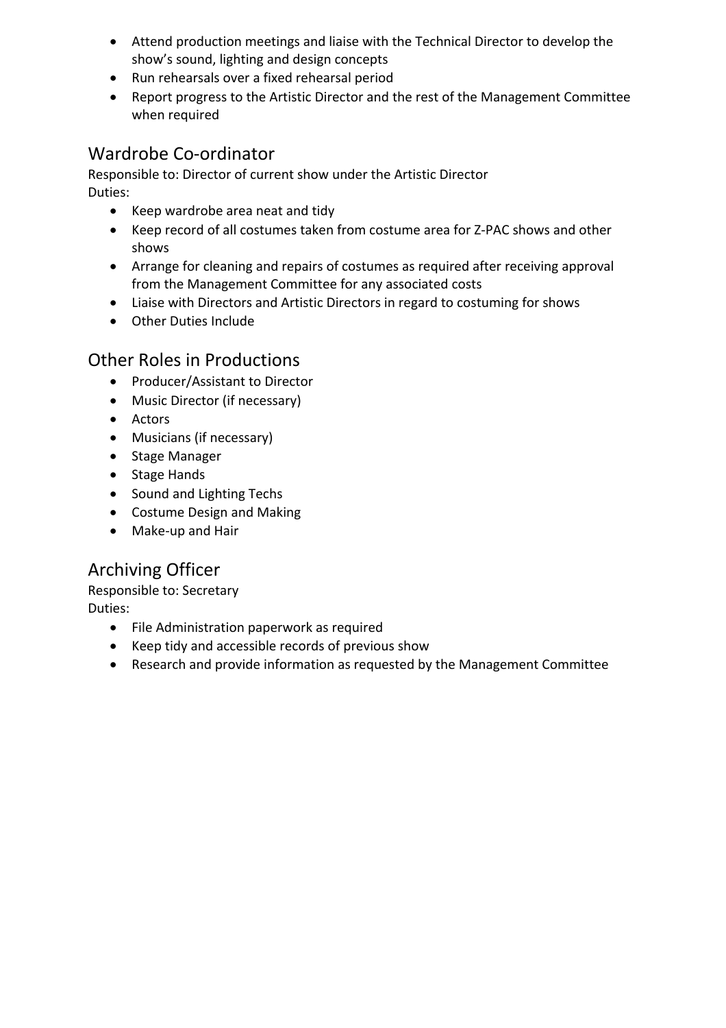- Attend production meetings and liaise with the Technical Director to develop the show's sound, lighting and design concepts
- Run rehearsals over a fixed rehearsal period
- Report progress to the Artistic Director and the rest of the Management Committee when required

## Wardrobe Co-ordinator

Responsible to: Director of current show under the Artistic Director
Duties:

- Keep wardrobe area neat and tidy
- Keep record of all costumes taken from costume area for Z-PAC shows and other shows
- Arrange for cleaning and repairs of costumes as required after receiving approval from the Management Committee for any associated costs
- Liaise with Directors and Artistic Directors in regard to costuming for shows
- Other Duties Include

## Other Roles in Productions

- Producer/Assistant to Director
- Music Director (if necessary)
- Actors
- Musicians (if necessary)
- Stage Manager
- Stage Hands
- Sound and Lighting Techs
- Costume Design and Making
- Make-up and Hair

## Archiving Officer

Responsible to: Secretary
Duties:

- File Administration paperwork as required
- Keep tidy and accessible records of previous show
- Research and provide information as requested by the Management Committee